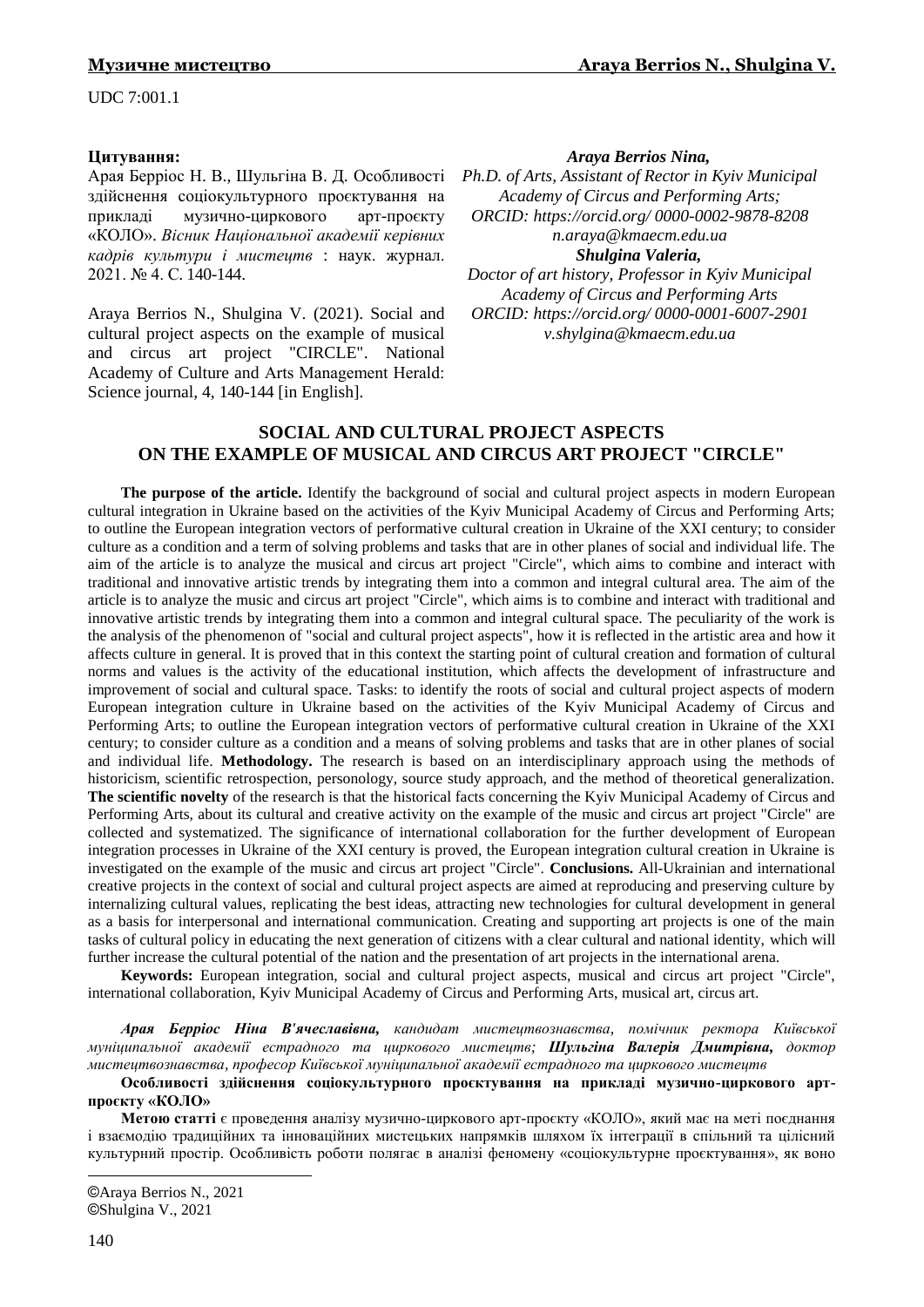UDC 7:001.1

**Цитування:**

Арая Берріос Н. В., Шульгіна В. Д. Особливості здійснення соціокультурного проєктування на прикладі музично-циркового арт-проєкту «КОЛО». *Вісник Національної академії керівних кадрів культури і мистецтв* : наук. журнал. 2021. № 4. С. 140-144.

Araya Berrios N., Shulgina V. (2021). Social and cultural project aspects on the example of musical and circus art project "CIRCLE". National Academy of Culture and Arts Management Herald: Science journal, 4, 140-144 [in English].

***Araya Berrios Nina,***
*Ph.D. of Arts, Assistant of Rector in Kyiv Municipal Academy of Circus and Performing Arts;*
*ORCID: https://orcid.org/ 0000-0002-9878-8208*
*n.araya@kmaecm.edu.ua*

***Shulgina Valeria,***
*Doctor of art history, Professor in Kyiv Municipal Academy of Circus and Performing Arts*
*ORCID: https://orcid.org/ 0000-0001-6007-2901*
*v.shylgina@kmaecm.edu.ua*

## SOCIAL AND CULTURAL PROJECT ASPECTS ON THE EXAMPLE OF MUSICAL AND CIRCUS ART PROJECT "CIRCLE"

**The purpose of the article.** Identify the background of social and cultural project aspects in modern European cultural integration in Ukraine based on the activities of the Kyiv Municipal Academy of Circus and Performing Arts; to outline the European integration vectors of performative cultural creation in Ukraine of the XXI century; to consider culture as a condition and a term of solving problems and tasks that are in other planes of social and individual life. The aim of the article is to analyze the musical and circus art project "Circle", which aims to combine and interact with traditional and innovative artistic trends by integrating them into a common and integral cultural area. The aim of the article is to analyze the music and circus art project "Circle", which aims is to combine and interact with traditional and innovative artistic trends by integrating them into a common and integral cultural space. The peculiarity of the work is the analysis of the phenomenon of "social and cultural project aspects", how it is reflected in the artistic area and how it affects culture in general. It is proved that in this context the starting point of cultural creation and formation of cultural norms and values is the activity of the educational institution, which affects the development of infrastructure and improvement of social and cultural space. Tasks: to identify the roots of social and cultural project aspects of modern European integration culture in Ukraine based on the activities of the Kyiv Municipal Academy of Circus and Performing Arts; to outline the European integration vectors of performative cultural creation in Ukraine of the XXI century; to consider culture as a condition and a means of solving problems and tasks that are in other planes of social and individual life. **Methodology.** The research is based on an interdisciplinary approach using the methods of historicism, scientific retrospection, personology, source study approach, and the method of theoretical generalization. **The scientific novelty** of the research is that the historical facts concerning the Kyiv Municipal Academy of Circus and Performing Arts, about its cultural and creative activity on the example of the music and circus art project "Circle" are collected and systematized. The significance of international collaboration for the further development of European integration processes in Ukraine of the XXI century is proved, the European integration cultural creation in Ukraine is investigated on the example of the music and circus art project "Circle". **Conclusions.** All-Ukrainian and international creative projects in the context of social and cultural project aspects are aimed at reproducing and preserving culture by internalizing cultural values, replicating the best ideas, attracting new technologies for cultural development in general as a basis for interpersonal and international communication. Creating and supporting art projects is one of the main tasks of cultural policy in educating the next generation of citizens with a clear cultural and national identity, which will further increase the cultural potential of the nation and the presentation of art projects in the international arena.

**Keywords:** European integration, social and cultural project aspects, musical and circus art project "Circle", international collaboration, Kyiv Municipal Academy of Circus and Performing Arts, musical art, circus art.

***Арая Берріос Ніна В'ячеславівна,*** *кандидат мистецтвознавства, помічник ректора Київської муніципальної академії естрадного та циркового мистецтв;* ***Шульгіна Валерія Дмитрівна,*** *доктор мистецтвознавства, професор Київської муніципальної академії естрадного та циркового мистецтв*

**Особливості здійснення соціокультурного проєктування на прикладі музично-циркового арт-проєкту «КОЛО»**

**Метою статті** є проведення аналізу музично-циркового арт-проєкту «КОЛО», який має на меті поєднання і взаємодію традиційних та інноваційних мистецьких напрямків шляхом їх інтеграції в спільний та цілісний культурний простір. Особливість роботи полягає в аналізі феномену «соціокультурне проєктування», як воно

©Araya Berrios N., 2021
©Shulgina V., 2021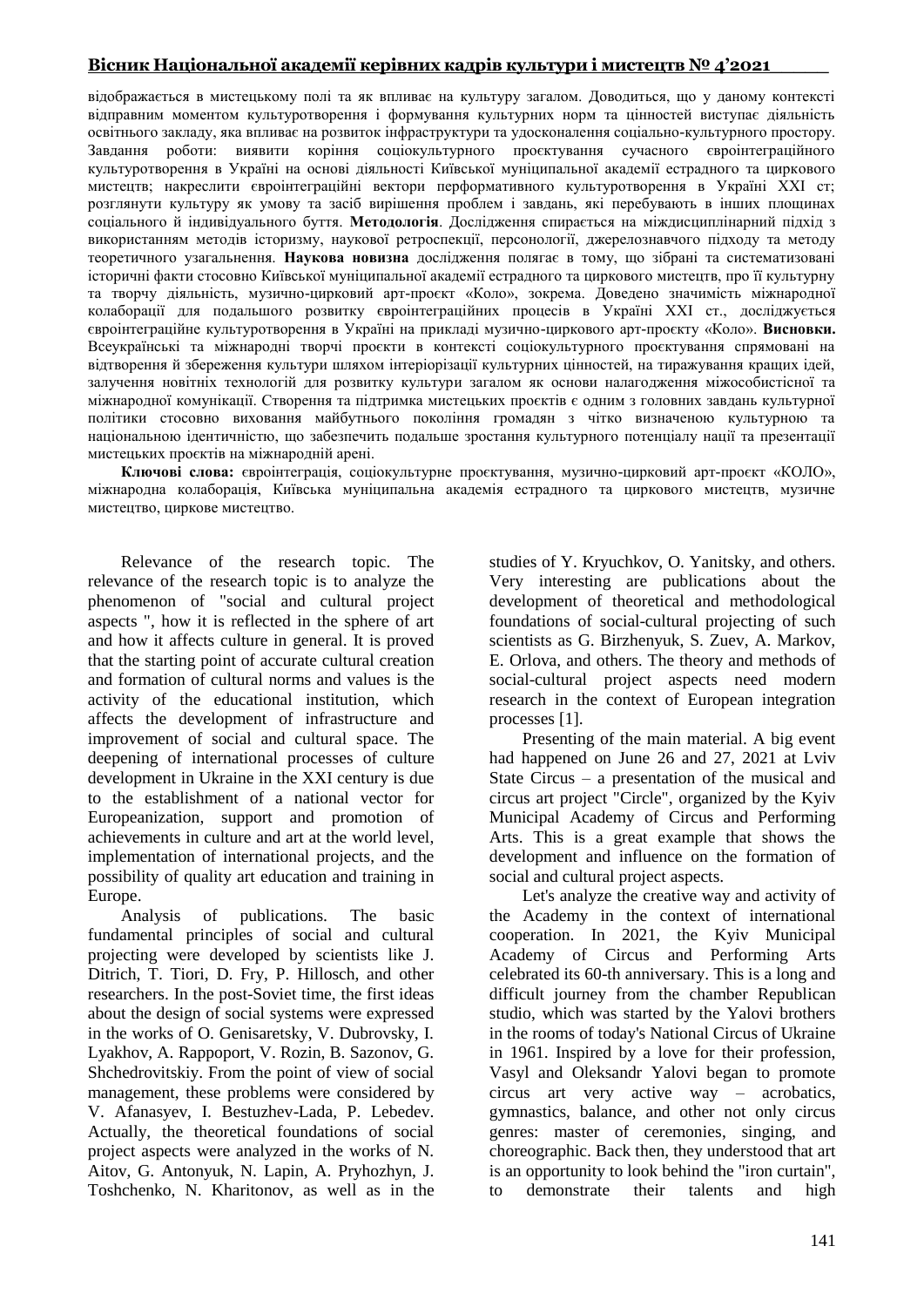відображається в мистецькому полі та як впливає на культуру загалом. Доводиться, що у даному контексті відправним моментом культуротворення і формування культурних норм та цінностей виступає діяльність освітнього закладу, яка впливає на розвиток інфраструктури та удосконалення соціально-культурного простору. Завдання роботи: виявити коріння соціокультурного проєктування сучасного євроінтеграційного культуротворення в Україні на основі діяльності Київської муніципальної академії естрадного та циркового мистецтв; накреслити євроінтеграційні вектори перформативного культуротворення в Україні ХХІ ст; розглянути культуру як умову та засіб вирішення проблем і завдань, які перебувають в інших площинах соціального й індивідуального буття. **Методологія**. Дослідження спирається на міждисциплінарний підхід з використанням методів історизму, наукової ретроспекції, персонології, джерелознавчого підходу та методу теоретичного узагальнення. **Наукова новизна** дослідження полягає в тому, що зібрані та систематизовані історичні факти стосовно Київської муніципальної академії естрадного та циркового мистецтв, про її культурну та творчу діяльність, музично-цирковий арт-проєкт «Коло», зокрема. Доведено значимість міжнародної колаборації для подальшого розвитку євроінтеграційних процесів в Україні ХХІ ст., досліджується євроінтеграційне культуротворення в Україні на прикладі музично-циркового арт-проєкту «Коло». **Висновки.** Всеукраїнські та міжнародні творчі проєкти в контексті соціокультурного проєктування спрямовані на відтворення й збереження культури шляхом інтеріорізації культурних цінностей, на тиражування кращих ідей, залучення новітніх технологій для розвитку культури загалом як основи налагодження міжособистісної та міжнародної комунікації. Створення та підтримка мистецьких проєктів є одним з головних завдань культурної політики стосовно виховання майбутнього покоління громадян з чітко визначеною культурною та національною ідентичністю, що забезпечить подальше зростання культурного потенціалу нації та презентації мистецьких проєктів на міжнародній арені.

**Ключові слова:** євроінтеграція, соціокультурне проєктування, музично-цирковий арт-проєкт «КОЛО», міжнародна колаборація, Київська муніципальна академія естрадного та циркового мистецтв, музичне мистецтво, циркове мистецтво.

Relevance of the research topic. The relevance of the research topic is to analyze the phenomenon of "social and cultural project aspects ", how it is reflected in the sphere of art and how it affects culture in general. It is proved that the starting point of accurate cultural creation and formation of cultural norms and values is the activity of the educational institution, which affects the development of infrastructure and improvement of social and cultural space. The deepening of international processes of culture development in Ukraine in the XXI century is due to the establishment of a national vector for Europeanization, support and promotion of achievements in culture and art at the world level, implementation of international projects, and the possibility of quality art education and training in Europe.

Analysis of publications. The basic fundamental principles of social and cultural projecting were developed by scientists like J. Ditrich, T. Tiori, D. Fry, P. Hillosch, and other researchers. In the post-Soviet time, the first ideas about the design of social systems were expressed in the works of O. Genisaretsky, V. Dubrovsky, I. Lyakhov, A. Rappoport, V. Rozin, B. Sazonov, G. Shchedrovitskiy. From the point of view of social management, these problems were considered by V. Afanasyev, I. Bestuzhev-Lada, P. Lebedev. Actually, the theoretical foundations of social project aspects were analyzed in the works of N. Aitov, G. Antonyuk, N. Lapin, A. Pryhozhyn, J. Toshchenko, N. Kharitonov, as well as in the studies of Y. Kryuchkov, O. Yanitsky, and others. Very interesting are publications about the development of theoretical and methodological foundations of social-cultural projecting of such scientists as G. Birzhenyuk, S. Zuev, A. Markov, E. Orlova, and others. The theory and methods of social-cultural project aspects need modern research in the context of European integration processes [1].

Presenting of the main material. A big event had happened on June 26 and 27, 2021 at Lviv State Circus – a presentation of the musical and circus art project "Circle", organized by the Kyiv Municipal Academy of Circus and Performing Arts. This is a great example that shows the development and influence on the formation of social and cultural project aspects.

Let's analyze the creative way and activity of the Academy in the context of international cooperation. In 2021, the Kyiv Municipal Academy of Circus and Performing Arts celebrated its 60-th anniversary. This is a long and difficult journey from the chamber Republican studio, which was started by the Yalovi brothers in the rooms of today's National Circus of Ukraine in 1961. Inspired by a love for their profession, Vasyl and Oleksandr Yalovi began to promote circus art very active way – acrobatics, gymnastics, balance, and other not only circus genres: master of ceremonies, singing, and choreographic. Back then, they understood that art is an opportunity to look behind the "iron curtain", to demonstrate their talents and high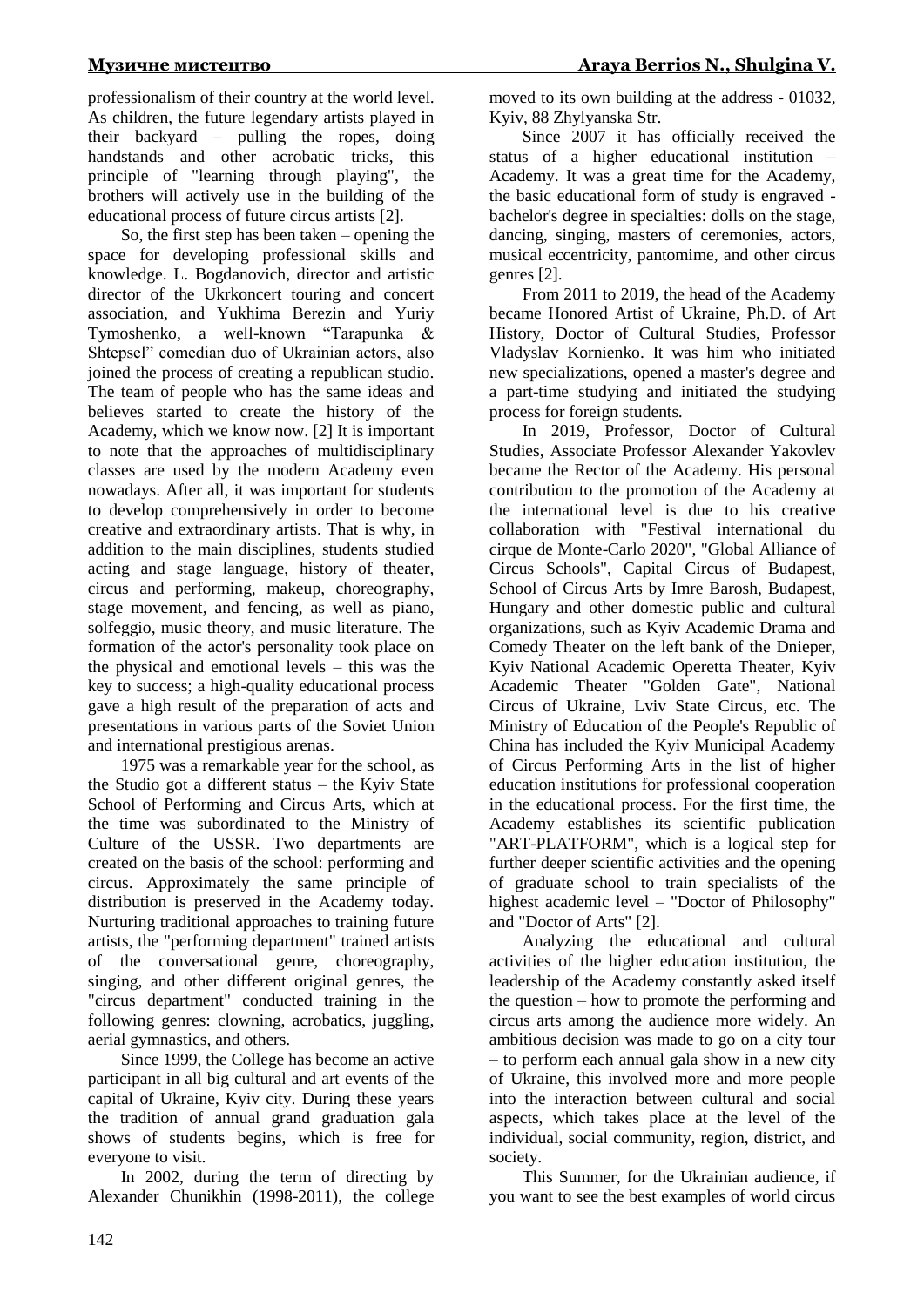professionalism of their country at the world level. As children, the future legendary artists played in their backyard – pulling the ropes, doing handstands and other acrobatic tricks, this principle of "learning through playing", the brothers will actively use in the building of the educational process of future circus artists [2].

So, the first step has been taken – opening the space for developing professional skills and knowledge. L. Bogdanovich, director and artistic director of the Ukrkoncert touring and concert association, and Yukhima Berezin and Yuriy Tymoshenko, a well-known "Tarapunka & Shtepsel" comedian duo of Ukrainian actors, also joined the process of creating a republican studio. The team of people who has the same ideas and believes started to create the history of the Academy, which we know now. [2] It is important to note that the approaches of multidisciplinary classes are used by the modern Academy even nowadays. After all, it was important for students to develop comprehensively in order to become creative and extraordinary artists. That is why, in addition to the main disciplines, students studied acting and stage language, history of theater, circus and performing, makeup, choreography, stage movement, and fencing, as well as piano, solfeggio, music theory, and music literature. The formation of the actor's personality took place on the physical and emotional levels – this was the key to success; a high-quality educational process gave a high result of the preparation of acts and presentations in various parts of the Soviet Union and international prestigious arenas.

1975 was a remarkable year for the school, as the Studio got a different status – the Kyiv State School of Performing and Circus Arts, which at the time was subordinated to the Ministry of Culture of the USSR. Two departments are created on the basis of the school: performing and circus. Approximately the same principle of distribution is preserved in the Academy today. Nurturing traditional approaches to training future artists, the "performing department" trained artists of the conversational genre, choreography, singing, and other different original genres, the "circus department" conducted training in the following genres: clowning, acrobatics, juggling, aerial gymnastics, and others.

Since 1999, the College has become an active participant in all big cultural and art events of the capital of Ukraine, Kyiv city. During these years the tradition of annual grand graduation gala shows of students begins, which is free for everyone to visit.

In 2002, during the term of directing by Alexander Chunikhin (1998-2011), the college moved to its own building at the address - 01032, Kyiv, 88 Zhylyanska Str.

Since 2007 it has officially received the status of a higher educational institution – Academy. It was a great time for the Academy, the basic educational form of study is engraved - bachelor's degree in specialties: dolls on the stage, dancing, singing, masters of ceremonies, actors, musical eccentricity, pantomime, and other circus genres [2].

From 2011 to 2019, the head of the Academy became Honored Artist of Ukraine, Ph.D. of Art History, Doctor of Cultural Studies, Professor Vladyslav Kornienko. It was him who initiated new specializations, opened a master's degree and a part-time studying and initiated the studying process for foreign students.

In 2019, Professor, Doctor of Cultural Studies, Associate Professor Alexander Yakovlev became the Rector of the Academy. His personal contribution to the promotion of the Academy at the international level is due to his creative collaboration with "Festival international du cirque de Monte-Carlo 2020", "Global Alliance of Circus Schools", Capital Circus of Budapest, School of Circus Arts by Imre Barosh, Budapest, Hungary and other domestic public and cultural organizations, such as Kyiv Academic Drama and Comedy Theater on the left bank of the Dnieper, Kyiv National Academic Operetta Theater, Kyiv Academic Theater "Golden Gate", National Circus of Ukraine, Lviv State Circus, etc. The Ministry of Education of the People's Republic of China has included the Kyiv Municipal Academy of Circus Performing Arts in the list of higher education institutions for professional cooperation in the educational process. For the first time, the Academy establishes its scientific publication "ART-PLATFORM", which is a logical step for further deeper scientific activities and the opening of graduate school to train specialists of the highest academic level – "Doctor of Philosophy" and "Doctor of Arts" [2].

Analyzing the educational and cultural activities of the higher education institution, the leadership of the Academy constantly asked itself the question – how to promote the performing and circus arts among the audience more widely. An ambitious decision was made to go on a city tour – to perform each annual gala show in a new city of Ukraine, this involved more and more people into the interaction between cultural and social aspects, which takes place at the level of the individual, social community, region, district, and society.

This Summer, for the Ukrainian audience, if you want to see the best examples of world circus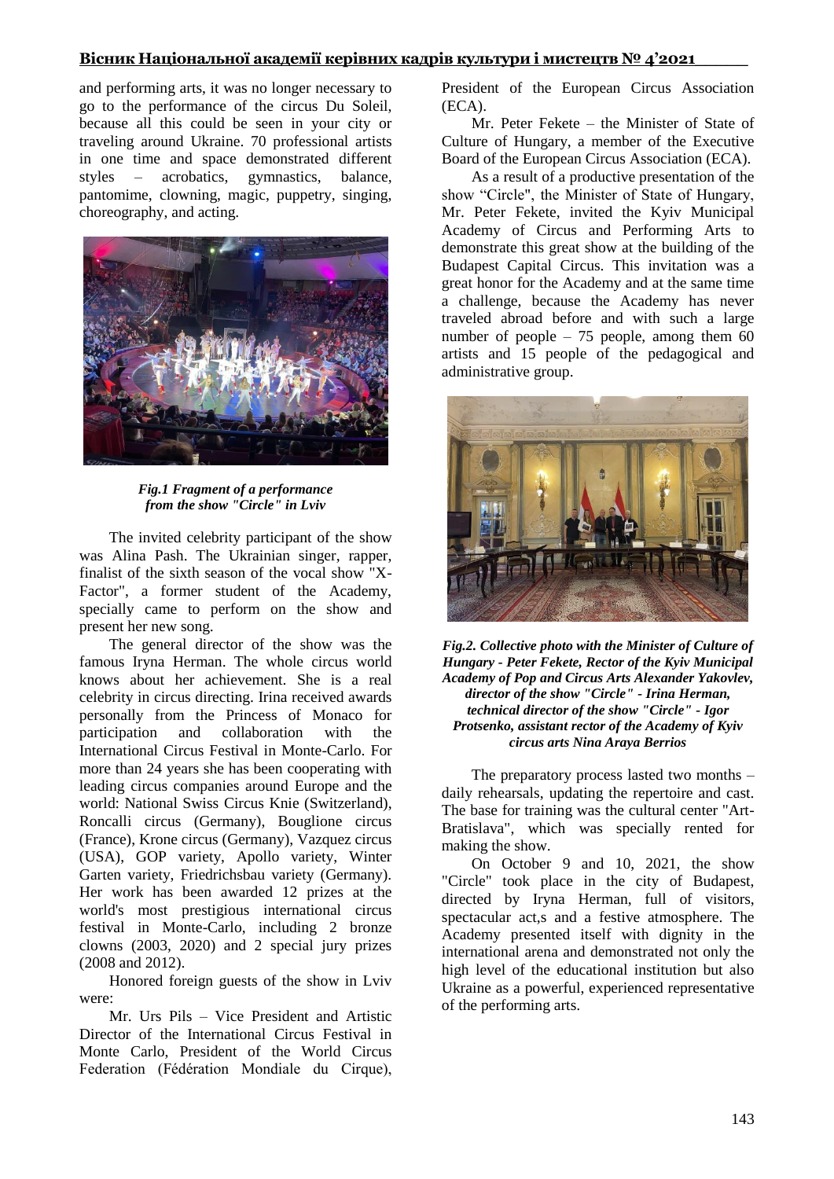and performing arts, it was no longer necessary to go to the performance of the circus Du Soleil, because all this could be seen in your city or traveling around Ukraine. 70 professional artists in one time and space demonstrated different styles – acrobatics, gymnastics, balance, pantomime, clowning, magic, puppetry, singing, choreography, and acting.

***Fig.1 Fragment of a performance from the show "Circle" in Lviv***

The invited celebrity participant of the show was Alina Pash. The Ukrainian singer, rapper, finalist of the sixth season of the vocal show "X-Factor", a former student of the Academy, specially came to perform on the show and present her new song.

The general director of the show was the famous Iryna Herman. The whole circus world knows about her achievement. She is a real celebrity in circus directing. Irina received awards personally from the Princess of Monaco for participation and collaboration with the International Circus Festival in Monte-Carlo. For more than 24 years she has been cooperating with leading circus companies around Europe and the world: National Swiss Circus Knie (Switzerland), Roncalli circus (Germany), Bouglione circus (France), Krone circus (Germany), Vazquez circus (USA), GOP variety, Apollo variety, Winter Garten variety, Friedrichsbau variety (Germany). Her work has been awarded 12 prizes at the world's most prestigious international circus festival in Monte-Carlo, including 2 bronze clowns (2003, 2020) and 2 special jury prizes (2008 and 2012).

Honored foreign guests of the show in Lviv were:

Mr. Urs Pils – Vice President and Artistic Director of the International Circus Festival in Monte Carlo, President of the World Circus Federation (Fédération Mondiale du Cirque), President of the European Circus Association (ECA).

Mr. Peter Fekete – the Minister of State of Culture of Hungary, a member of the Executive Board of the European Circus Association (ECA).

As a result of a productive presentation of the show "Circle", the Minister of State of Hungary, Mr. Peter Fekete, invited the Kyiv Municipal Academy of Circus and Performing Arts to demonstrate this great show at the building of the Budapest Capital Circus. This invitation was a great honor for the Academy and at the same time a challenge, because the Academy has never traveled abroad before and with such a large number of people – 75 people, among them 60 artists and 15 people of the pedagogical and administrative group.

***Fig.2. Collective photo with the Minister of Culture of Hungary - Peter Fekete, Rector of the Kyiv Municipal Academy of Pop and Circus Arts Alexander Yakovlev, director of the show "Circle" - Irina Herman, technical director of the show "Circle" - Igor Protsenko, assistant rector of the Academy of Kyiv circus arts Nina Araya Berrios***

The preparatory process lasted two months – daily rehearsals, updating the repertoire and cast. The base for training was the cultural center "Art-Bratislava", which was specially rented for making the show.

On October 9 and 10, 2021, the show "Circle" took place in the city of Budapest, directed by Iryna Herman, full of visitors, spectacular act,s and a festive atmosphere. The Academy presented itself with dignity in the international arena and demonstrated not only the high level of the educational institution but also Ukraine as a powerful, experienced representative of the performing arts.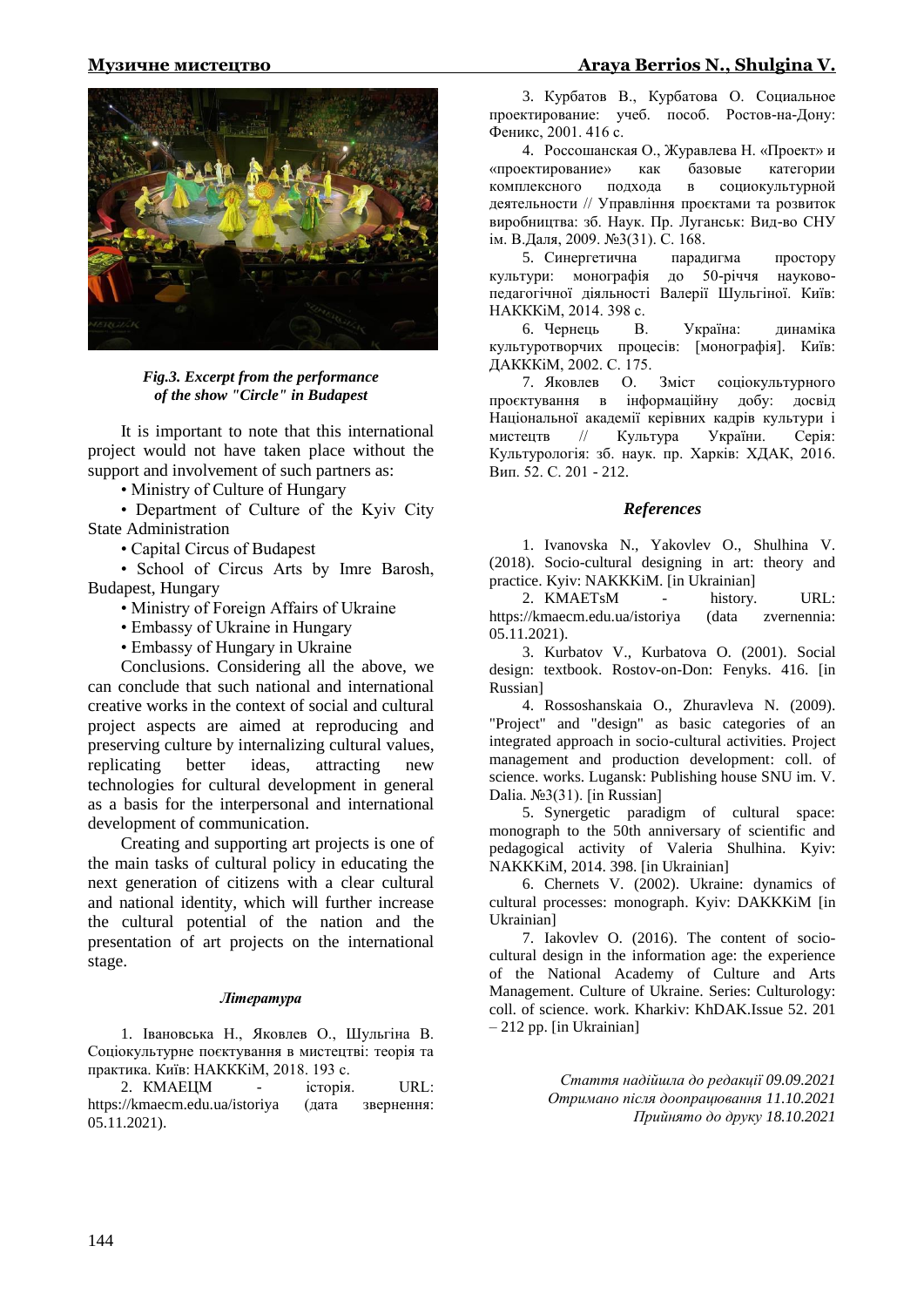*Fig.3. Excerpt from the performance of the show "Circle" in Budapest*

It is important to note that this international project would not have taken place without the support and involvement of such partners as:

• Ministry of Culture of Hungary

• Department of Culture of the Kyiv City State Administration

• Capital Circus of Budapest

• School of Circus Arts by Imre Barosh, Budapest, Hungary

• Ministry of Foreign Affairs of Ukraine

• Embassy of Ukraine in Hungary

• Embassy of Hungary in Ukraine

Conclusions. Considering all the above, we can conclude that such national and international creative works in the context of social and cultural project aspects are aimed at reproducing and preserving culture by internalizing cultural values, replicating better ideas, attracting new technologies for cultural development in general as a basis for the interpersonal and international development of communication.

Creating and supporting art projects is one of the main tasks of cultural policy in educating the next generation of citizens with a clear cultural and national identity, which will further increase the cultural potential of the nation and the presentation of art projects on the international stage.

### *Література*

1. Івановська Н., Яковлев О., Шульгіна В. Соціокультурне поєктування в мистецтві: теорія та практика. Київ: НАКККіМ, 2018. 193 с.
2. КМАЕЦМ - історія. URL: https://kmaecm.edu.ua/istoriya (дата звернення: 05.11.2021).
3. Курбатов В., Курбатова О. Социальное проектирование: учеб. пособ. Ростов-на-Дону: Феникс, 2001. 416 с.
4. Россошанская О., Журавлева Н. «Проект» и «проектирование» как базовые категории комплексного подхода в социокультурной деятельности // Управління проєктами та розвиток виробництва: зб. Наук. Пр. Луганськ: Вид-во СНУ ім. В.Даля, 2009. №3(31). С. 168.
5. Синергетична парадигма простору культури: монографія до 50-річчя науково-педагогічної діяльності Валерії Шульгіної. Київ: НАКККіМ, 2014. 398 с.
6. Чернець В. Україна: динаміка культуротворчих процесів: [монографія]. Київ: ДАКККіМ, 2002. С. 175.
7. Яковлев О. Зміст соціокультурного проєктування в інформаційну добу: досвід Національної академії керівних кадрів культури і мистецтв // Культура України. Серія: Культурологія: зб. наук. пр. Харків: ХДАК, 2016. Вип. 52. С. 201 - 212.

### *References*

1. Ivanovska N., Yakovlev O., Shulhina V. (2018). Socio-cultural designing in art: theory and practice. Kyiv: NAKKKiM. [in Ukrainian]
2. KMAETsM - history. URL: https://kmaecm.edu.ua/istoriya (data zvernennia: 05.11.2021).
3. Kurbatov V., Kurbatova O. (2001). Social design: textbook. Rostov-on-Don: Fenyks. 416. [in Russian]
4. Rossoshanskaia O., Zhuravleva N. (2009). "Project" and "design" as basic categories of an integrated approach in socio-cultural activities. Project management and production development: coll. of science. works. Lugansk: Publishing house SNU im. V. Dalia. №3(31). [in Russian]
5. Synergetic paradigm of cultural space: monograph to the 50th anniversary of scientific and pedagogical activity of Valeria Shulhina. Kyiv: NAKKKiM, 2014. 398. [in Ukrainian]
6. Chernets V. (2002). Ukraine: dynamics of cultural processes: monograph. Kyiv: DAKKKiM [in Ukrainian]
7. Iakovlev O. (2016). The content of socio-cultural design in the information age: the experience of the National Academy of Culture and Arts Management. Culture of Ukraine. Series: Culturology: coll. of science. work. Kharkiv: KhDAK.Issue 52. 201 – 212 pp. [in Ukrainian]

*Стаття надійшла до редакції 09.09.2021*
*Отримано після доопрацювання 11.10.2021*
*Прийнято до друку 18.10.2021*